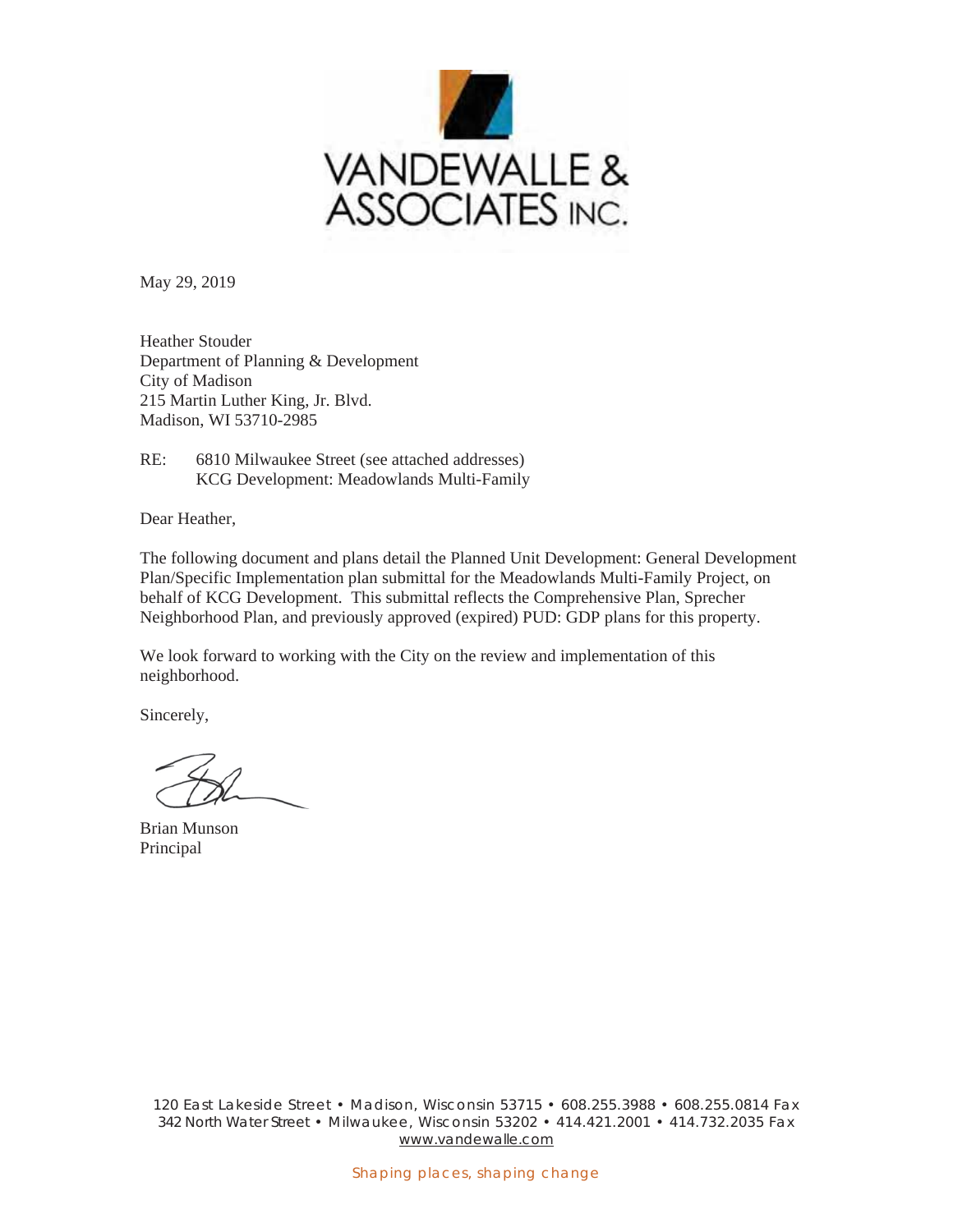VANDEWALLE & ASSOCIATES INC.

May 29, 2019

Heather Stouder
Department of Planning & Development
City of Madison
215 Martin Luther King, Jr. Blvd.
Madison, WI 53710-2985

RE: 6810 Milwaukee Street (see attached addresses)
KCG Development: Meadowlands Multi-Family

Dear Heather,

The following document and plans detail the Planned Unit Development: General Development Plan/Specific Implementation plan submittal for the Meadowlands Multi-Family Project, on behalf of KCG Development. This submittal reflects the Comprehensive Plan, Sprecher Neighborhood Plan, and previously approved (expired) PUD: GDP plans for this property.

We look forward to working with the City on the review and implementation of this neighborhood.

Sincerely,

Brian Munson
Principal

120 East Lakeside Street • Madison, Wisconsin 53715 • 608.255.3988 • 608.255.0814 Fax
342 North Water Street • Milwaukee, Wisconsin 53202 • 414.421.2001 • 414.732.2035 Fax
www.vandewalle.com

Shaping places, shaping change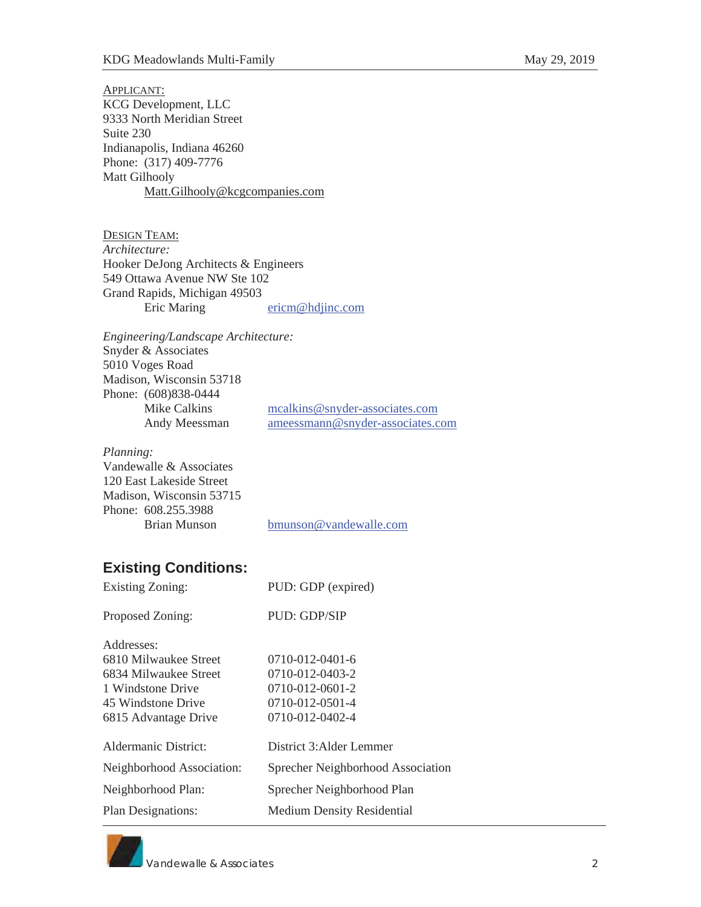APPLICANT:
KCG Development, LLC
9333 North Meridian Street
Suite 230
Indianapolis, Indiana 46260
Phone: (317) 409-7776
Matt Gilhooly
Matt.Gilhooly@kcgcompanies.com

DESIGN TEAM:

*Architecture:*
Hooker DeJong Architects & Engineers
549 Ottawa Avenue NW Ste 102
Grand Rapids, Michigan 49503
Eric Maring ericm@hdjinc.com

*Engineering/Landscape Architecture:*
Snyder & Associates
5010 Voges Road
Madison, Wisconsin 53718
Phone: (608)838-0444
Mike Calkins mcalkins@snyder-associates.com
Andy Meessman ameessmann@snyder-associates.com

*Planning:*
Vandewalle & Associates
120 East Lakeside Street
Madison, Wisconsin 53715
Phone: 608.255.3988
Brian Munson bmunson@vandewalle.com

## Existing Conditions:

| | |
|---|---|
| Existing Zoning: | PUD: GDP (expired) |
| Proposed Zoning: | PUD: GDP/SIP |
| Addresses: | |
| 6810 Milwaukee Street | 0710-012-0401-6 |
| 6834 Milwaukee Street | 0710-012-0403-2 |
| 1 Windstone Drive | 0710-012-0601-2 |
| 45 Windstone Drive | 0710-012-0501-4 |
| 6815 Advantage Drive | 0710-012-0402-4 |
| Aldermanic District: | District 3:Alder Lemmer |
| Neighborhood Association: | Sprecher Neighborhood Association |
| Neighborhood Plan: | Sprecher Neighborhood Plan |
| Plan Designations: | Medium Density Residential |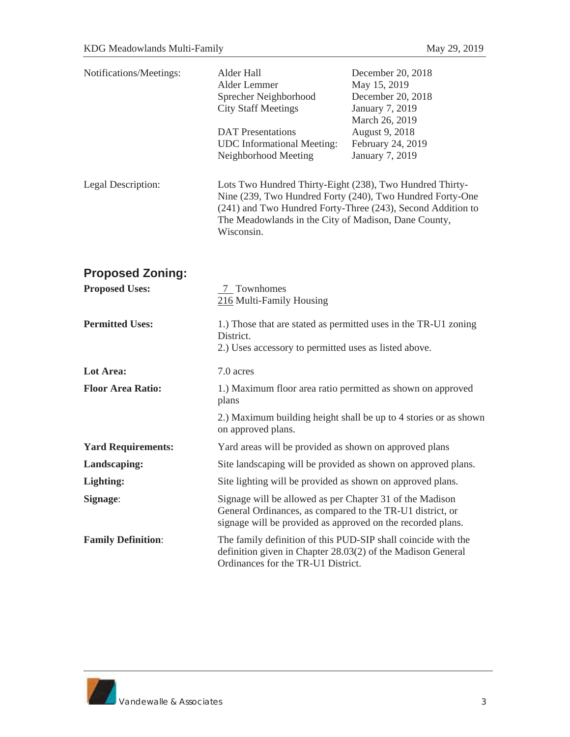| | | |
|---|---|---|
| Notifications/Meetings: | Alder Hall | December 20, 2018 |
| | Alder Lemmer | May 15, 2019 |
| | Sprecher Neighborhood | December 20, 2018 |
| | City Staff Meetings | January 7, 2019 |
| | | March 26, 2019 |
| | DAT Presentations | August 9, 2018 |
| | UDC Informational Meeting: | February 24, 2019 |
| | Neighborhood Meeting | January 7, 2019 |

Legal Description: Lots Two Hundred Thirty-Eight (238), Two Hundred Thirty-Nine (239, Two Hundred Forty (240), Two Hundred Forty-One (241) and Two Hundred Forty-Three (243), Second Addition to The Meadowlands in the City of Madison, Dane County, Wisconsin.

## Proposed Zoning:

**Proposed Uses:** 7 Townhomes
216 Multi-Family Housing

**Permitted Uses:**
1.) Those that are stated as permitted uses in the TR-U1 zoning District.
2.) Uses accessory to permitted uses as listed above.

**Lot Area:** 7.0 acres

**Floor Area Ratio:**
1.) Maximum floor area ratio permitted as shown on approved plans
2.) Maximum building height shall be up to 4 stories or as shown on approved plans.

**Yard Requirements:** Yard areas will be provided as shown on approved plans

**Landscaping:** Site landscaping will be provided as shown on approved plans.

**Lighting:** Site lighting will be provided as shown on approved plans.

**Signage**: Signage will be allowed as per Chapter 31 of the Madison General Ordinances, as compared to the TR-U1 district, or signage will be provided as approved on the recorded plans.

**Family Definition**: The family definition of this PUD-SIP shall coincide with the definition given in Chapter 28.03(2) of the Madison General Ordinances for the TR-U1 District.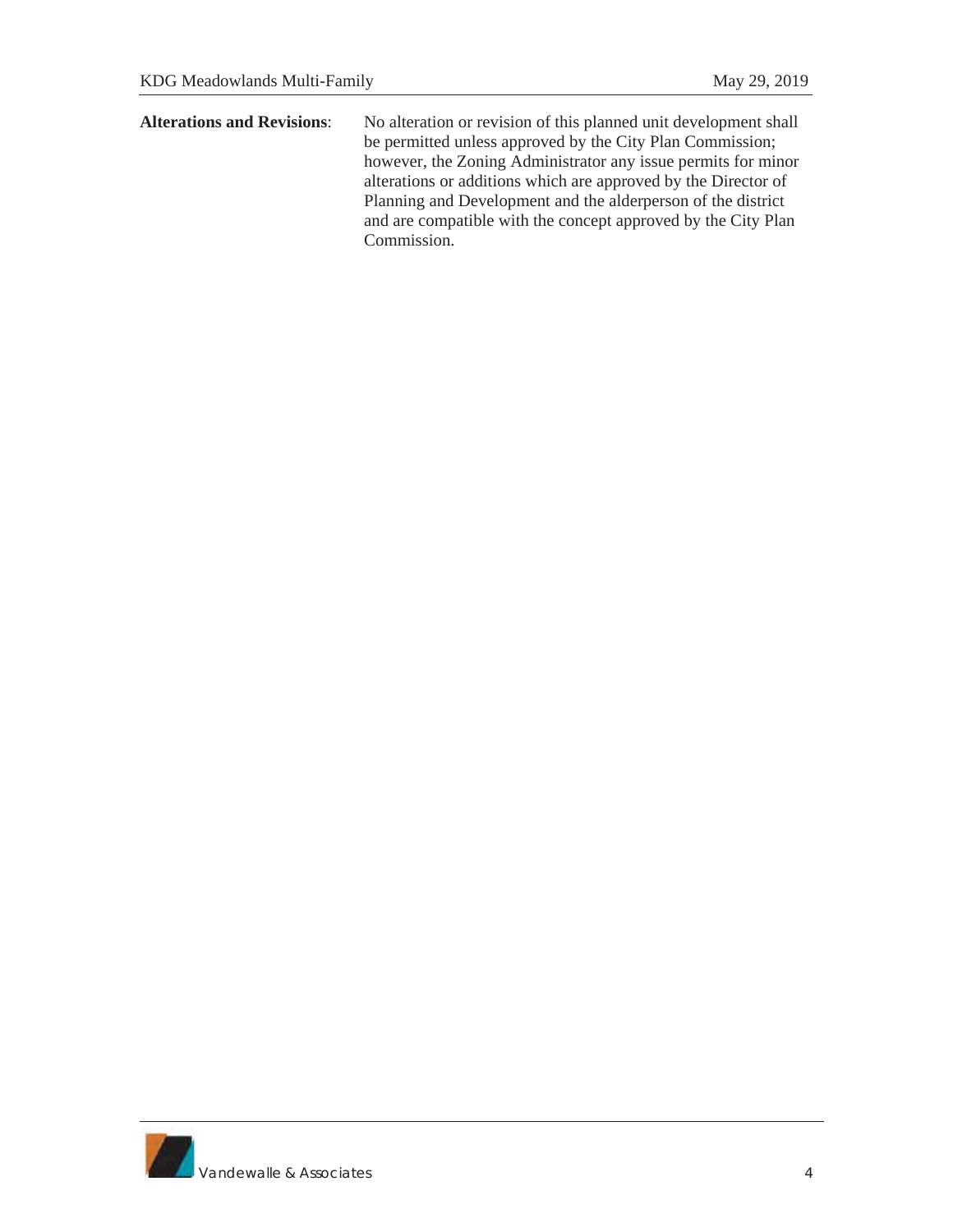**Alterations and Revisions**: No alteration or revision of this planned unit development shall be permitted unless approved by the City Plan Commission; however, the Zoning Administrator any issue permits for minor alterations or additions which are approved by the Director of Planning and Development and the alderperson of the district and are compatible with the concept approved by the City Plan Commission.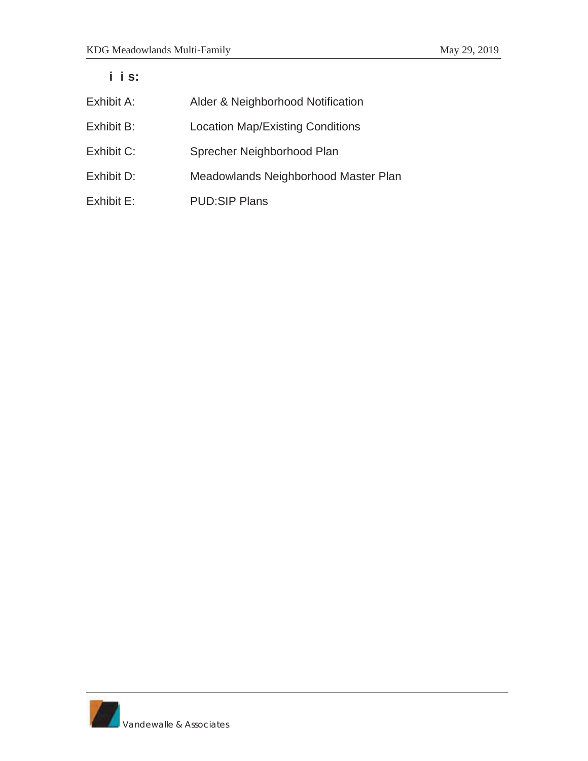**i i s:**

| | |
|---|---|
| Exhibit A: | Alder & Neighborhood Notification |
| Exhibit B: | Location Map/Existing Conditions |
| Exhibit C: | Sprecher Neighborhood Plan |
| Exhibit D: | Meadowlands Neighborhood Master Plan |
| Exhibit E: | PUD:SIP Plans |